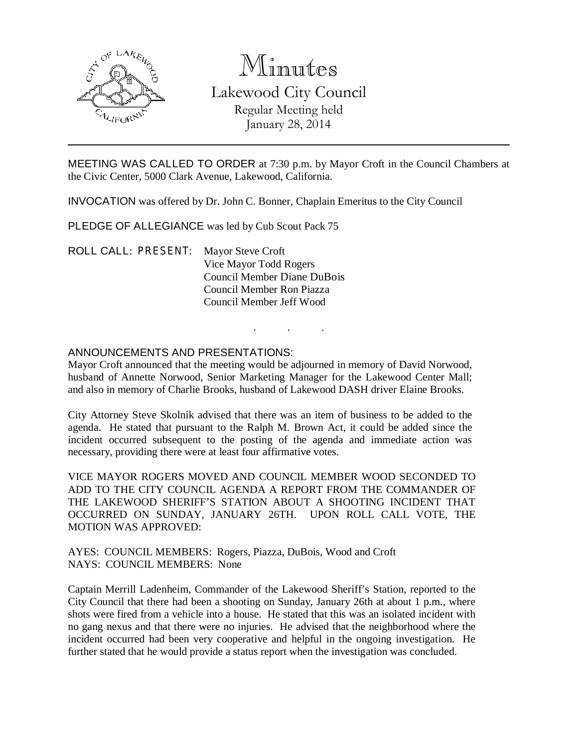# Minutes

## Lakewood City Council

Regular Meeting held
January 28, 2014

---

MEETING WAS CALLED TO ORDER at 7:30 p.m. by Mayor Croft in the Council Chambers at the Civic Center, 5000 Clark Avenue, Lakewood, California.

INVOCATION was offered by Dr. John C. Bonner, Chaplain Emeritus to the City Council

PLEDGE OF ALLEGIANCE was led by Cub Scout Pack 75

ROLL CALL: PRESENT: Mayor Steve Croft
Vice Mayor Todd Rogers
Council Member Diane DuBois
Council Member Ron Piazza
Council Member Jeff Wood

. . .

ANNOUNCEMENTS AND PRESENTATIONS:
Mayor Croft announced that the meeting would be adjourned in memory of David Norwood, husband of Annette Norwood, Senior Marketing Manager for the Lakewood Center Mall; and also in memory of Charlie Brooks, husband of Lakewood DASH driver Elaine Brooks.

City Attorney Steve Skolnik advised that there was an item of business to be added to the agenda. He stated that pursuant to the Ralph M. Brown Act, it could be added since the incident occurred subsequent to the posting of the agenda and immediate action was necessary, providing there were at least four affirmative votes.

VICE MAYOR ROGERS MOVED AND COUNCIL MEMBER WOOD SECONDED TO ADD TO THE CITY COUNCIL AGENDA A REPORT FROM THE COMMANDER OF THE LAKEWOOD SHERIFF'S STATION ABOUT A SHOOTING INCIDENT THAT OCCURRED ON SUNDAY, JANUARY 26TH. UPON ROLL CALL VOTE, THE MOTION WAS APPROVED:

AYES: COUNCIL MEMBERS: Rogers, Piazza, DuBois, Wood and Croft
NAYS: COUNCIL MEMBERS: None

Captain Merrill Ladenheim, Commander of the Lakewood Sheriff's Station, reported to the City Council that there had been a shooting on Sunday, January 26th at about 1 p.m., where shots were fired from a vehicle into a house. He stated that this was an isolated incident with no gang nexus and that there were no injuries. He advised that the neighborhood where the incident occurred had been very cooperative and helpful in the ongoing investigation. He further stated that he would provide a status report when the investigation was concluded.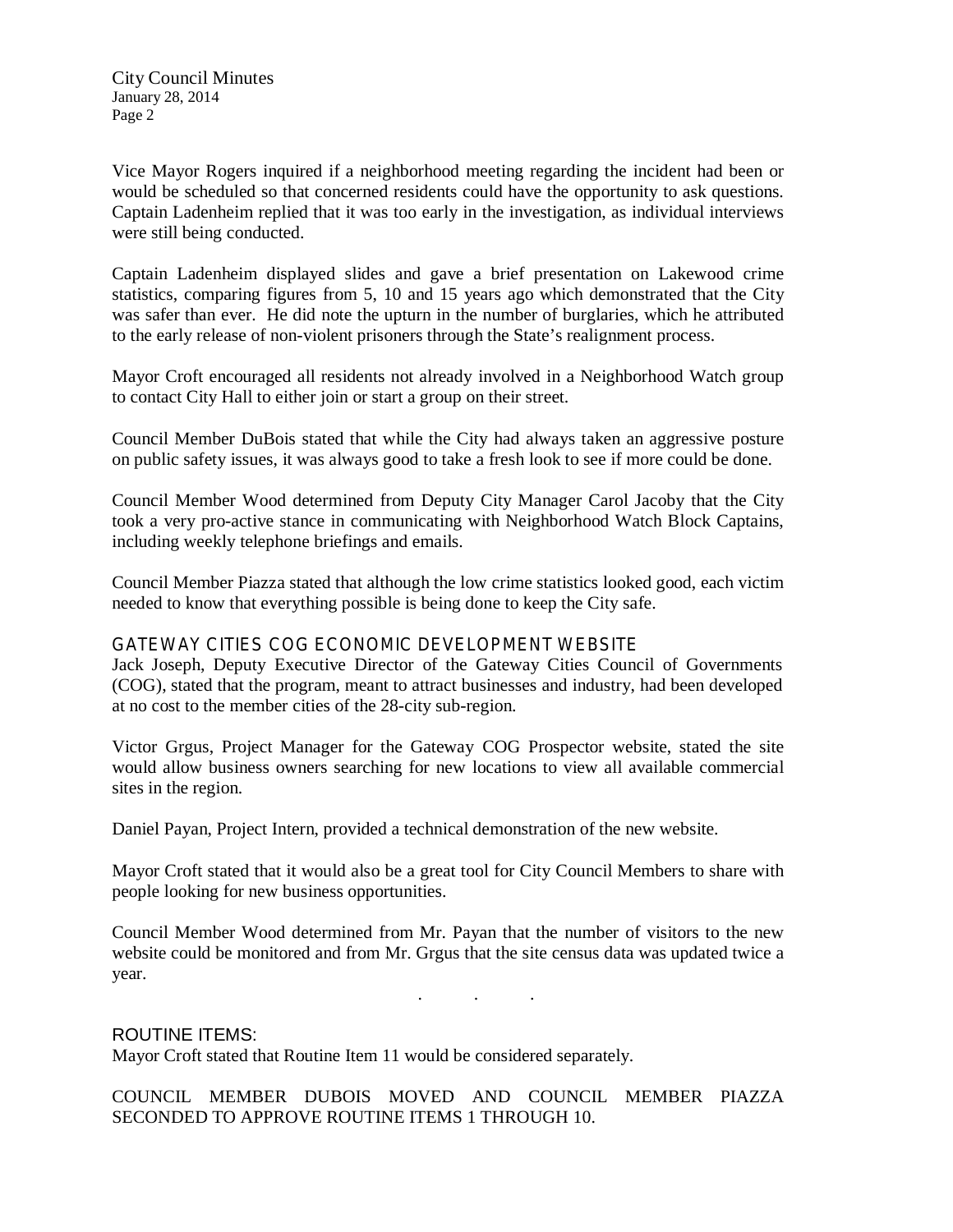Vice Mayor Rogers inquired if a neighborhood meeting regarding the incident had been or would be scheduled so that concerned residents could have the opportunity to ask questions. Captain Ladenheim replied that it was too early in the investigation, as individual interviews were still being conducted.

Captain Ladenheim displayed slides and gave a brief presentation on Lakewood crime statistics, comparing figures from 5, 10 and 15 years ago which demonstrated that the City was safer than ever. He did note the upturn in the number of burglaries, which he attributed to the early release of non-violent prisoners through the State's realignment process.

Mayor Croft encouraged all residents not already involved in a Neighborhood Watch group to contact City Hall to either join or start a group on their street.

Council Member DuBois stated that while the City had always taken an aggressive posture on public safety issues, it was always good to take a fresh look to see if more could be done.

Council Member Wood determined from Deputy City Manager Carol Jacoby that the City took a very pro-active stance in communicating with Neighborhood Watch Block Captains, including weekly telephone briefings and emails.

Council Member Piazza stated that although the low crime statistics looked good, each victim needed to know that everything possible is being done to keep the City safe.

## GATEWAY CITIES COG ECONOMIC DEVELOPMENT WEBSITE

Jack Joseph, Deputy Executive Director of the Gateway Cities Council of Governments (COG), stated that the program, meant to attract businesses and industry, had been developed at no cost to the member cities of the 28-city sub-region.

Victor Grgus, Project Manager for the Gateway COG Prospector website, stated the site would allow business owners searching for new locations to view all available commercial sites in the region.

Daniel Payan, Project Intern, provided a technical demonstration of the new website.

Mayor Croft stated that it would also be a great tool for City Council Members to share with people looking for new business opportunities.

Council Member Wood determined from Mr. Payan that the number of visitors to the new website could be monitored and from Mr. Grgus that the site census data was updated twice a year.

. . .

## ROUTINE ITEMS:

Mayor Croft stated that Routine Item 11 would be considered separately.

COUNCIL MEMBER DUBOIS MOVED AND COUNCIL MEMBER PIAZZA SECONDED TO APPROVE ROUTINE ITEMS 1 THROUGH 10.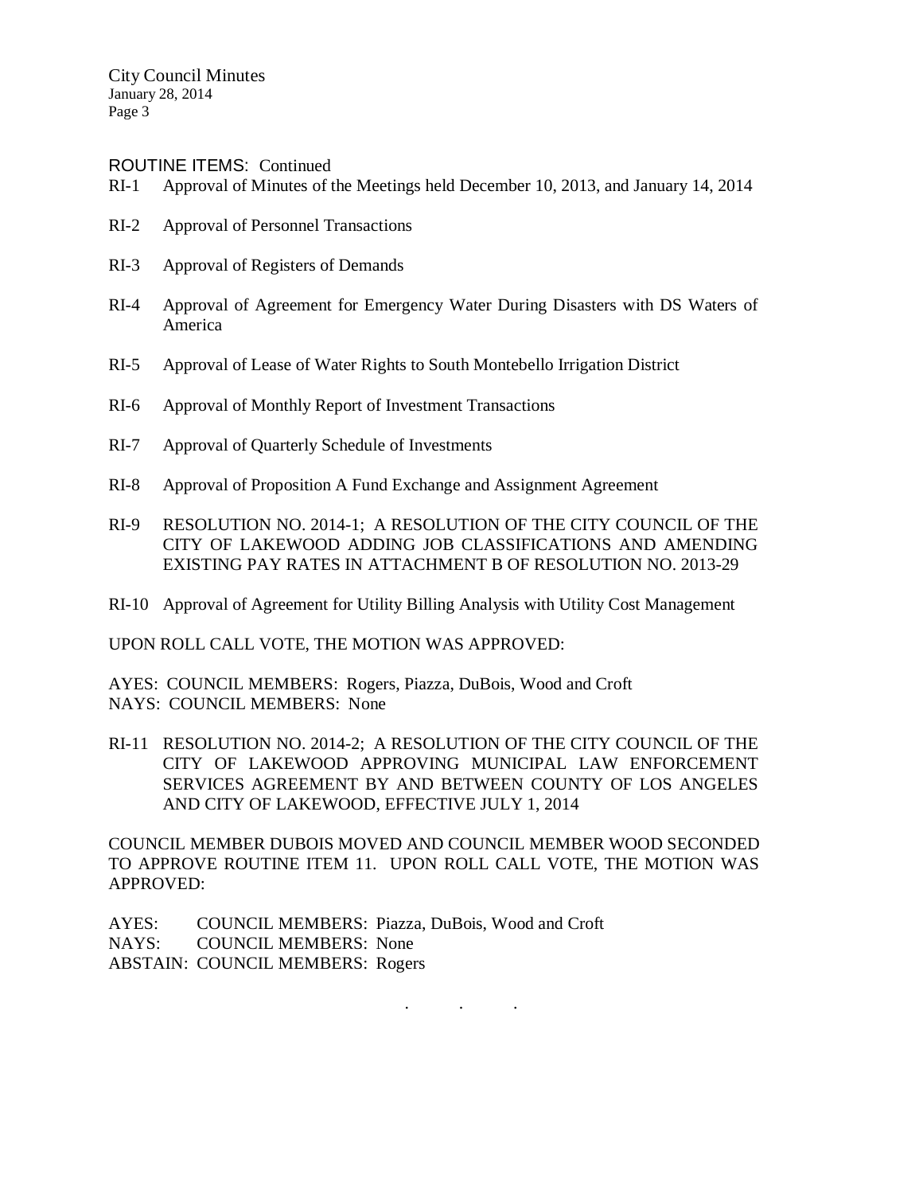ROUTINE ITEMS: Continued

RI-1 Approval of Minutes of the Meetings held December 10, 2013, and January 14, 2014

RI-2 Approval of Personnel Transactions

RI-3 Approval of Registers of Demands

RI-4 Approval of Agreement for Emergency Water During Disasters with DS Waters of America

RI-5 Approval of Lease of Water Rights to South Montebello Irrigation District

RI-6 Approval of Monthly Report of Investment Transactions

RI-7 Approval of Quarterly Schedule of Investments

RI-8 Approval of Proposition A Fund Exchange and Assignment Agreement

RI-9 RESOLUTION NO. 2014-1; A RESOLUTION OF THE CITY COUNCIL OF THE CITY OF LAKEWOOD ADDING JOB CLASSIFICATIONS AND AMENDING EXISTING PAY RATES IN ATTACHMENT B OF RESOLUTION NO. 2013-29

RI-10 Approval of Agreement for Utility Billing Analysis with Utility Cost Management

UPON ROLL CALL VOTE, THE MOTION WAS APPROVED:

AYES: COUNCIL MEMBERS: Rogers, Piazza, DuBois, Wood and Croft
NAYS: COUNCIL MEMBERS: None

RI-11 RESOLUTION NO. 2014-2; A RESOLUTION OF THE CITY COUNCIL OF THE CITY OF LAKEWOOD APPROVING MUNICIPAL LAW ENFORCEMENT SERVICES AGREEMENT BY AND BETWEEN COUNTY OF LOS ANGELES AND CITY OF LAKEWOOD, EFFECTIVE JULY 1, 2014

COUNCIL MEMBER DUBOIS MOVED AND COUNCIL MEMBER WOOD SECONDED TO APPROVE ROUTINE ITEM 11. UPON ROLL CALL VOTE, THE MOTION WAS APPROVED:

AYES: COUNCIL MEMBERS: Piazza, DuBois, Wood and Croft
NAYS: COUNCIL MEMBERS: None
ABSTAIN: COUNCIL MEMBERS: Rogers

. . .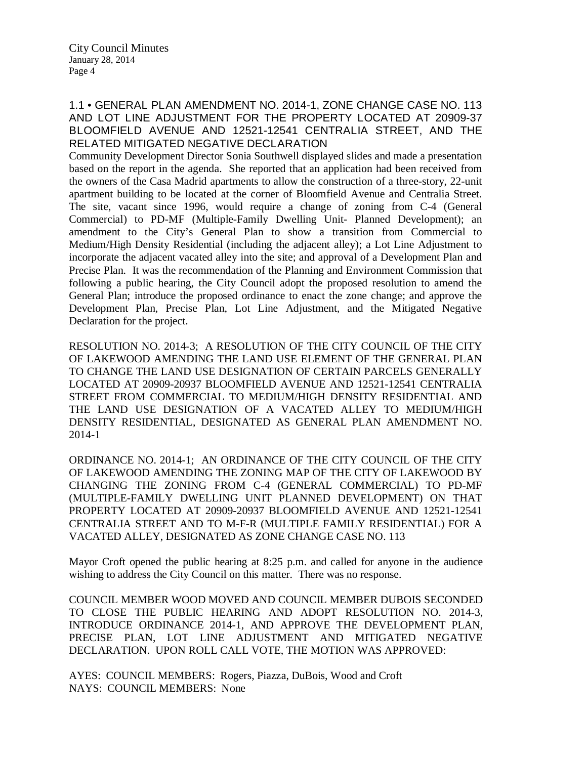### 1.1 • GENERAL PLAN AMENDMENT NO. 2014-1, ZONE CHANGE CASE NO. 113 AND LOT LINE ADJUSTMENT FOR THE PROPERTY LOCATED AT 20909-37 BLOOMFIELD AVENUE AND 12521-12541 CENTRALIA STREET, AND THE RELATED MITIGATED NEGATIVE DECLARATION

Community Development Director Sonia Southwell displayed slides and made a presentation based on the report in the agenda. She reported that an application had been received from the owners of the Casa Madrid apartments to allow the construction of a three-story, 22-unit apartment building to be located at the corner of Bloomfield Avenue and Centralia Street. The site, vacant since 1996, would require a change of zoning from C-4 (General Commercial) to PD-MF (Multiple-Family Dwelling Unit- Planned Development); an amendment to the City's General Plan to show a transition from Commercial to Medium/High Density Residential (including the adjacent alley); a Lot Line Adjustment to incorporate the adjacent vacated alley into the site; and approval of a Development Plan and Precise Plan. It was the recommendation of the Planning and Environment Commission that following a public hearing, the City Council adopt the proposed resolution to amend the General Plan; introduce the proposed ordinance to enact the zone change; and approve the Development Plan, Precise Plan, Lot Line Adjustment, and the Mitigated Negative Declaration for the project.

RESOLUTION NO. 2014-3; A RESOLUTION OF THE CITY COUNCIL OF THE CITY OF LAKEWOOD AMENDING THE LAND USE ELEMENT OF THE GENERAL PLAN TO CHANGE THE LAND USE DESIGNATION OF CERTAIN PARCELS GENERALLY LOCATED AT 20909-20937 BLOOMFIELD AVENUE AND 12521-12541 CENTRALIA STREET FROM COMMERCIAL TO MEDIUM/HIGH DENSITY RESIDENTIAL AND THE LAND USE DESIGNATION OF A VACATED ALLEY TO MEDIUM/HIGH DENSITY RESIDENTIAL, DESIGNATED AS GENERAL PLAN AMENDMENT NO. 2014-1

ORDINANCE NO. 2014-1; AN ORDINANCE OF THE CITY COUNCIL OF THE CITY OF LAKEWOOD AMENDING THE ZONING MAP OF THE CITY OF LAKEWOOD BY CHANGING THE ZONING FROM C-4 (GENERAL COMMERCIAL) TO PD-MF (MULTIPLE-FAMILY DWELLING UNIT PLANNED DEVELOPMENT) ON THAT PROPERTY LOCATED AT 20909-20937 BLOOMFIELD AVENUE AND 12521-12541 CENTRALIA STREET AND TO M-F-R (MULTIPLE FAMILY RESIDENTIAL) FOR A VACATED ALLEY, DESIGNATED AS ZONE CHANGE CASE NO. 113

Mayor Croft opened the public hearing at 8:25 p.m. and called for anyone in the audience wishing to address the City Council on this matter. There was no response.

COUNCIL MEMBER WOOD MOVED AND COUNCIL MEMBER DUBOIS SECONDED TO CLOSE THE PUBLIC HEARING AND ADOPT RESOLUTION NO. 2014-3, INTRODUCE ORDINANCE 2014-1, AND APPROVE THE DEVELOPMENT PLAN, PRECISE PLAN, LOT LINE ADJUSTMENT AND MITIGATED NEGATIVE DECLARATION. UPON ROLL CALL VOTE, THE MOTION WAS APPROVED:

AYES: COUNCIL MEMBERS: Rogers, Piazza, DuBois, Wood and Croft
NAYS: COUNCIL MEMBERS: None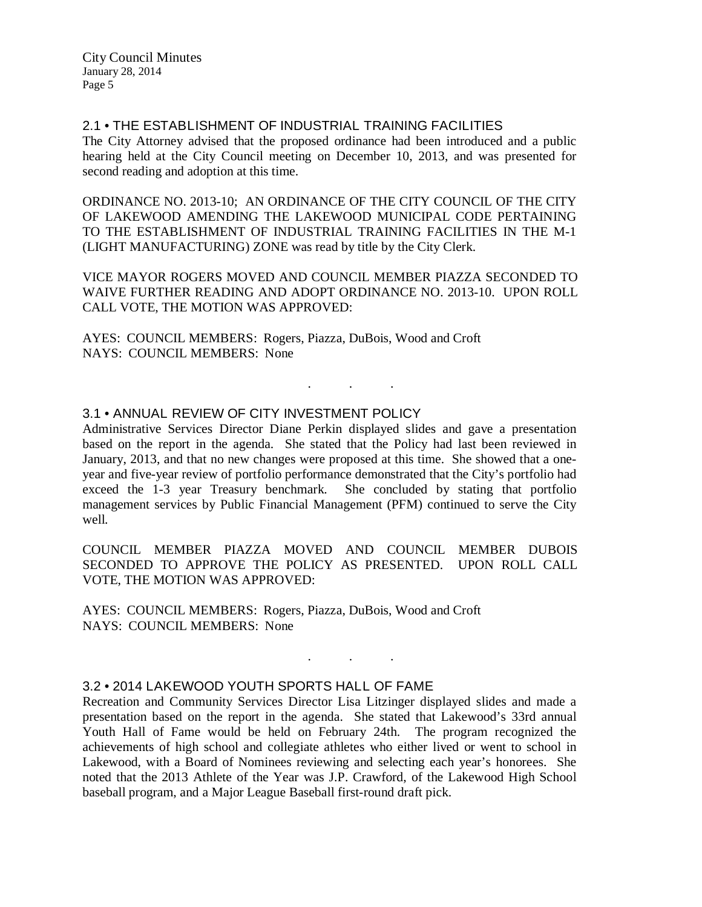## 2.1 • THE ESTABLISHMENT OF INDUSTRIAL TRAINING FACILITIES

The City Attorney advised that the proposed ordinance had been introduced and a public hearing held at the City Council meeting on December 10, 2013, and was presented for second reading and adoption at this time.

ORDINANCE NO. 2013-10; AN ORDINANCE OF THE CITY COUNCIL OF THE CITY OF LAKEWOOD AMENDING THE LAKEWOOD MUNICIPAL CODE PERTAINING TO THE ESTABLISHMENT OF INDUSTRIAL TRAINING FACILITIES IN THE M-1 (LIGHT MANUFACTURING) ZONE was read by title by the City Clerk.

VICE MAYOR ROGERS MOVED AND COUNCIL MEMBER PIAZZA SECONDED TO WAIVE FURTHER READING AND ADOPT ORDINANCE NO. 2013-10. UPON ROLL CALL VOTE, THE MOTION WAS APPROVED:

AYES: COUNCIL MEMBERS: Rogers, Piazza, DuBois, Wood and Croft
NAYS: COUNCIL MEMBERS: None

. . .

## 3.1 • ANNUAL REVIEW OF CITY INVESTMENT POLICY

Administrative Services Director Diane Perkin displayed slides and gave a presentation based on the report in the agenda. She stated that the Policy had last been reviewed in January, 2013, and that no new changes were proposed at this time. She showed that a one-year and five-year review of portfolio performance demonstrated that the City's portfolio had exceed the 1-3 year Treasury benchmark. She concluded by stating that portfolio management services by Public Financial Management (PFM) continued to serve the City well.

COUNCIL MEMBER PIAZZA MOVED AND COUNCIL MEMBER DUBOIS SECONDED TO APPROVE THE POLICY AS PRESENTED. UPON ROLL CALL VOTE, THE MOTION WAS APPROVED:

AYES: COUNCIL MEMBERS: Rogers, Piazza, DuBois, Wood and Croft
NAYS: COUNCIL MEMBERS: None

. . .

## 3.2 • 2014 LAKEWOOD YOUTH SPORTS HALL OF FAME

Recreation and Community Services Director Lisa Litzinger displayed slides and made a presentation based on the report in the agenda. She stated that Lakewood's 33rd annual Youth Hall of Fame would be held on February 24th. The program recognized the achievements of high school and collegiate athletes who either lived or went to school in Lakewood, with a Board of Nominees reviewing and selecting each year's honorees. She noted that the 2013 Athlete of the Year was J.P. Crawford, of the Lakewood High School baseball program, and a Major League Baseball first-round draft pick.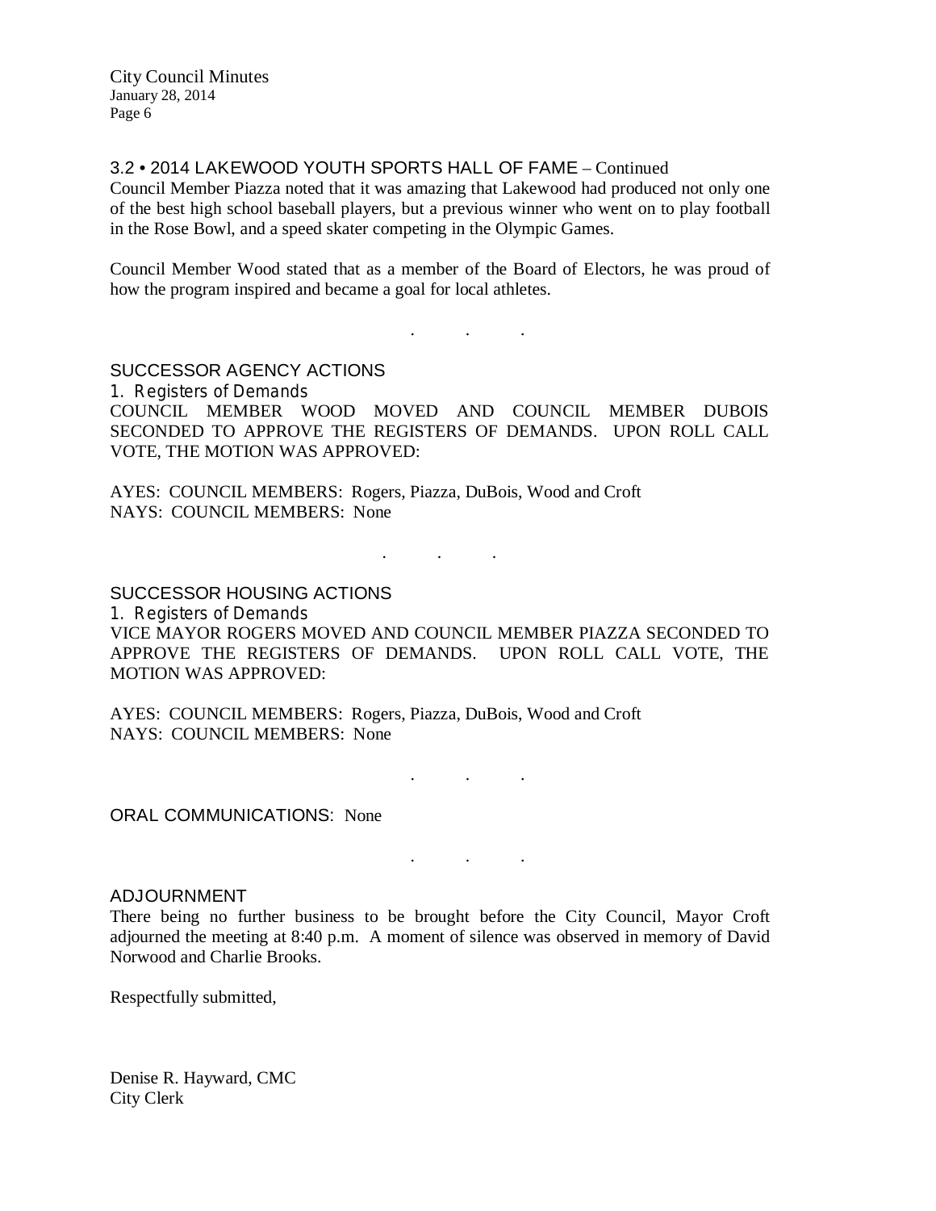## 3.2 • 2014 LAKEWOOD YOUTH SPORTS HALL OF FAME – Continued

Council Member Piazza noted that it was amazing that Lakewood had produced not only one of the best high school baseball players, but a previous winner who went on to play football in the Rose Bowl, and a speed skater competing in the Olympic Games.

Council Member Wood stated that as a member of the Board of Electors, he was proud of how the program inspired and became a goal for local athletes.

. . .

## SUCCESSOR AGENCY ACTIONS

### 1. Registers of Demands

COUNCIL MEMBER WOOD MOVED AND COUNCIL MEMBER DUBOIS SECONDED TO APPROVE THE REGISTERS OF DEMANDS. UPON ROLL CALL VOTE, THE MOTION WAS APPROVED:

AYES: COUNCIL MEMBERS: Rogers, Piazza, DuBois, Wood and Croft
NAYS: COUNCIL MEMBERS: None

. . .

## SUCCESSOR HOUSING ACTIONS

### 1. Registers of Demands

VICE MAYOR ROGERS MOVED AND COUNCIL MEMBER PIAZZA SECONDED TO APPROVE THE REGISTERS OF DEMANDS. UPON ROLL CALL VOTE, THE MOTION WAS APPROVED:

AYES: COUNCIL MEMBERS: Rogers, Piazza, DuBois, Wood and Croft
NAYS: COUNCIL MEMBERS: None

. . .

## ORAL COMMUNICATIONS: None

. . .

## ADJOURNMENT

There being no further business to be brought before the City Council, Mayor Croft adjourned the meeting at 8:40 p.m. A moment of silence was observed in memory of David Norwood and Charlie Brooks.

Respectfully submitted,

Denise R. Hayward, CMC
City Clerk